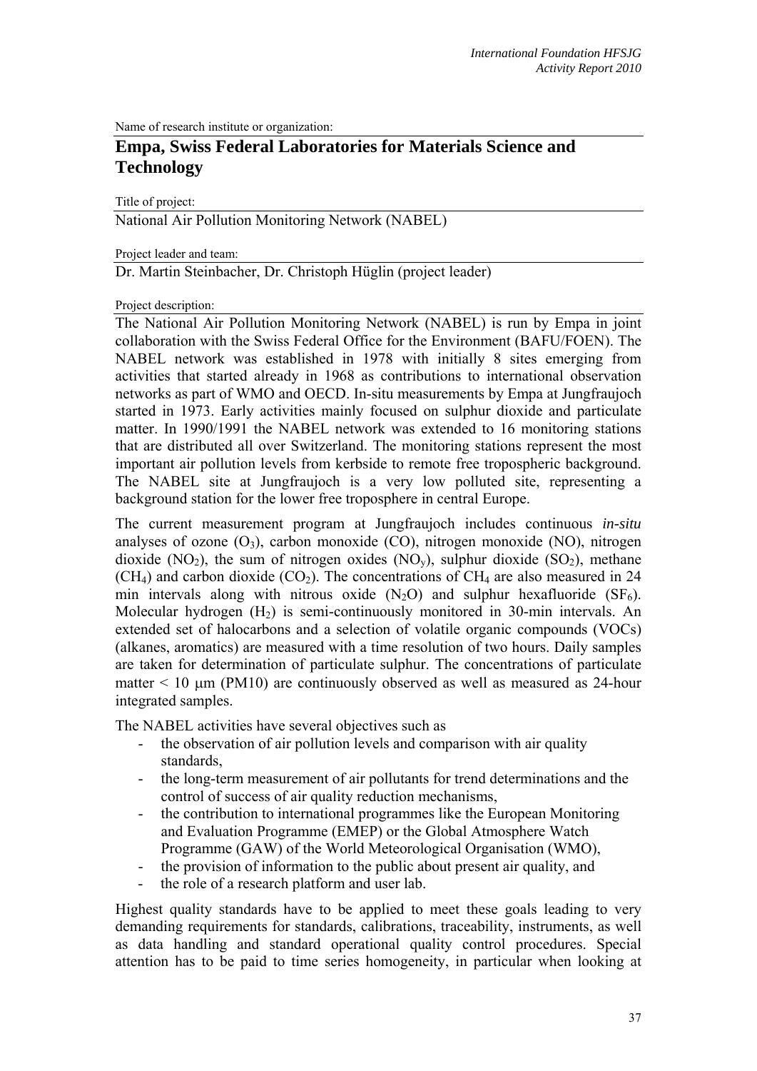Name of research institute or organization:

# Empa, Swiss Federal Laboratories for Materials Science and Technology

Title of project:

National Air Pollution Monitoring Network (NABEL)

Project leader and team:

Dr. Martin Steinbacher, Dr. Christoph Hüglin (project leader)

Project description:

The National Air Pollution Monitoring Network (NABEL) is run by Empa in joint collaboration with the Swiss Federal Office for the Environment (BAFU/FOEN). The NABEL network was established in 1978 with initially 8 sites emerging from activities that started already in 1968 as contributions to international observation networks as part of WMO and OECD. In-situ measurements by Empa at Jungfraujoch started in 1973. Early activities mainly focused on sulphur dioxide and particulate matter. In 1990/1991 the NABEL network was extended to 16 monitoring stations that are distributed all over Switzerland. The monitoring stations represent the most important air pollution levels from kerbside to remote free tropospheric background. The NABEL site at Jungfraujoch is a very low polluted site, representing a background station for the lower free troposphere in central Europe.

The current measurement program at Jungfraujoch includes continuous *in-situ* analyses of ozone ($O_3$), carbon monoxide (CO), nitrogen monoxide (NO), nitrogen dioxide ($NO_2$), the sum of nitrogen oxides ($NO_y$), sulphur dioxide ($SO_2$), methane ($CH_4$) and carbon dioxide ($CO_2$). The concentrations of $CH_4$ are also measured in 24 min intervals along with nitrous oxide ($N_2O$) and sulphur hexafluoride ($SF_6$). Molecular hydrogen ($H_2$) is semi-continuously monitored in 30-min intervals. An extended set of halocarbons and a selection of volatile organic compounds (VOCs) (alkanes, aromatics) are measured with a time resolution of two hours. Daily samples are taken for determination of particulate sulphur. The concentrations of particulate matter < 10 μm (PM10) are continuously observed as well as measured as 24-hour integrated samples.

The NABEL activities have several objectives such as

- the observation of air pollution levels and comparison with air quality standards,
- the long-term measurement of air pollutants for trend determinations and the control of success of air quality reduction mechanisms,
- the contribution to international programmes like the European Monitoring and Evaluation Programme (EMEP) or the Global Atmosphere Watch Programme (GAW) of the World Meteorological Organisation (WMO),
- the provision of information to the public about present air quality, and
- the role of a research platform and user lab.

Highest quality standards have to be applied to meet these goals leading to very demanding requirements for standards, calibrations, traceability, instruments, as well as data handling and standard operational quality control procedures. Special attention has to be paid to time series homogeneity, in particular when looking at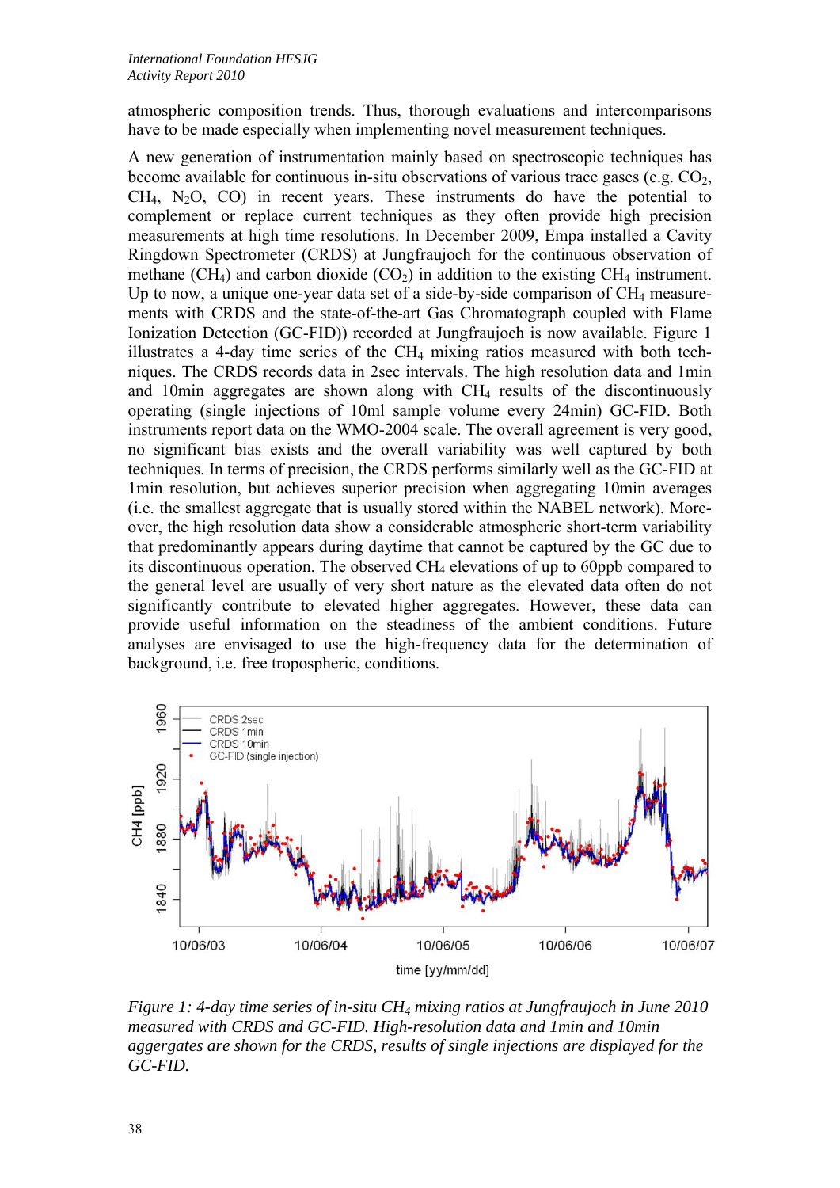atmospheric composition trends. Thus, thorough evaluations and intercomparisons have to be made especially when implementing novel measurement techniques.

A new generation of instrumentation mainly based on spectroscopic techniques has become available for continuous in-situ observations of various trace gases (e.g. $CO_2$, $CH_4$, $N_2O$, CO) in recent years. These instruments do have the potential to complement or replace current techniques as they often provide high precision measurements at high time resolutions. In December 2009, Empa installed a Cavity Ringdown Spectrometer (CRDS) at Jungfraujoch for the continuous observation of methane ($CH_4$) and carbon dioxide ($CO_2$) in addition to the existing $CH_4$ instrument. Up to now, a unique one-year data set of a side-by-side comparison of $CH_4$ measurements with CRDS and the state-of-the-art Gas Chromatograph coupled with Flame Ionization Detection (GC-FID)) recorded at Jungfraujoch is now available. Figure 1 illustrates a 4-day time series of the $CH_4$ mixing ratios measured with both techniques. The CRDS records data in 2sec intervals. The high resolution data and 1min and 10min aggregates are shown along with $CH_4$ results of the discontinuously operating (single injections of 10ml sample volume every 24min) GC-FID. Both instruments report data on the WMO-2004 scale. The overall agreement is very good, no significant bias exists and the overall variability was well captured by both techniques. In terms of precision, the CRDS performs similarly well as the GC-FID at 1min resolution, but achieves superior precision when aggregating 10min averages (i.e. the smallest aggregate that is usually stored within the NABEL network). Moreover, the high resolution data show a considerable atmospheric short-term variability that predominantly appears during daytime that cannot be captured by the GC due to its discontinuous operation. The observed $CH_4$ elevations of up to 60ppb compared to the general level are usually of very short nature as the elevated data often do not significantly contribute to elevated higher aggregates. However, these data can provide useful information on the steadiness of the ambient conditions. Future analyses are envisaged to use the high-frequency data for the determination of background, i.e. free tropospheric, conditions.

*Figure 1: 4-day time series of in-situ $CH_4$ mixing ratios at Jungfraujoch in June 2010 measured with CRDS and GC-FID. High-resolution data and 1min and 10min aggregates are shown for the CRDS, results of single injections are displayed for the GC-FID.*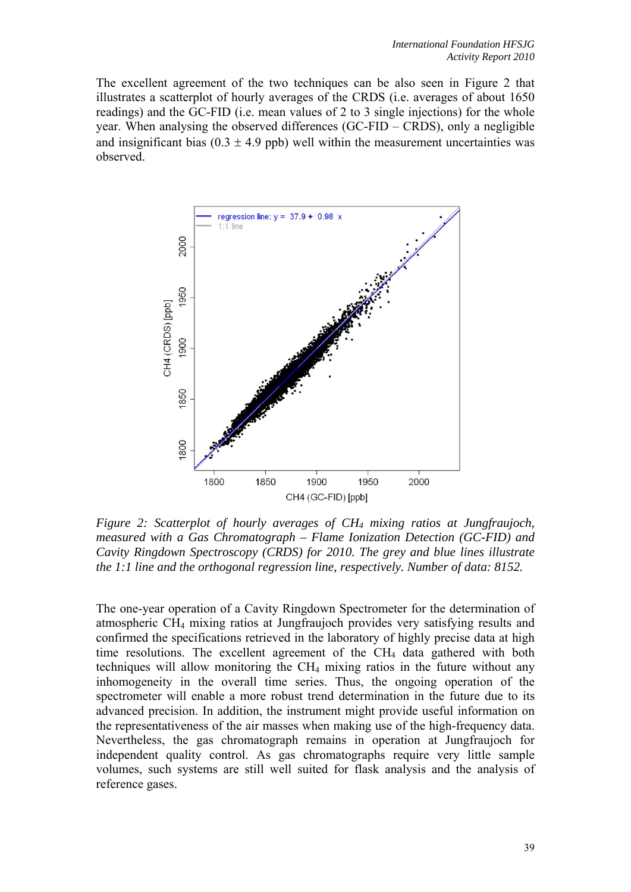The excellent agreement of the two techniques can be also seen in Figure 2 that illustrates a scatterplot of hourly averages of the CRDS (i.e. averages of about 1650 readings) and the GC-FID (i.e. mean values of 2 to 3 single injections) for the whole year. When analysing the observed differences (GC-FID – CRDS), only a negligible and insignificant bias ($0.3 \pm 4.9$ ppb) well within the measurement uncertainties was observed.

*Figure 2: Scatterplot of hourly averages of $CH_4$ mixing ratios at Jungfraujoch, measured with a Gas Chromatograph – Flame Ionization Detection (GC-FID) and Cavity Ringdown Spectroscopy (CRDS) for 2010. The grey and blue lines illustrate the 1:1 line and the orthogonal regression line, respectively. Number of data: 8152.*

The one-year operation of a Cavity Ringdown Spectrometer for the determination of atmospheric $CH_4$ mixing ratios at Jungfraujoch provides very satisfying results and confirmed the specifications retrieved in the laboratory of highly precise data at high time resolutions. The excellent agreement of the $CH_4$ data gathered with both techniques will allow monitoring the $CH_4$ mixing ratios in the future without any inhomogeneity in the overall time series. Thus, the ongoing operation of the spectrometer will enable a more robust trend determination in the future due to its advanced precision. In addition, the instrument might provide useful information on the representativeness of the air masses when making use of the high-frequency data. Nevertheless, the gas chromatograph remains in operation at Jungfraujoch for independent quality control. As gas chromatographs require very little sample volumes, such systems are still well suited for flask analysis and the analysis of reference gases.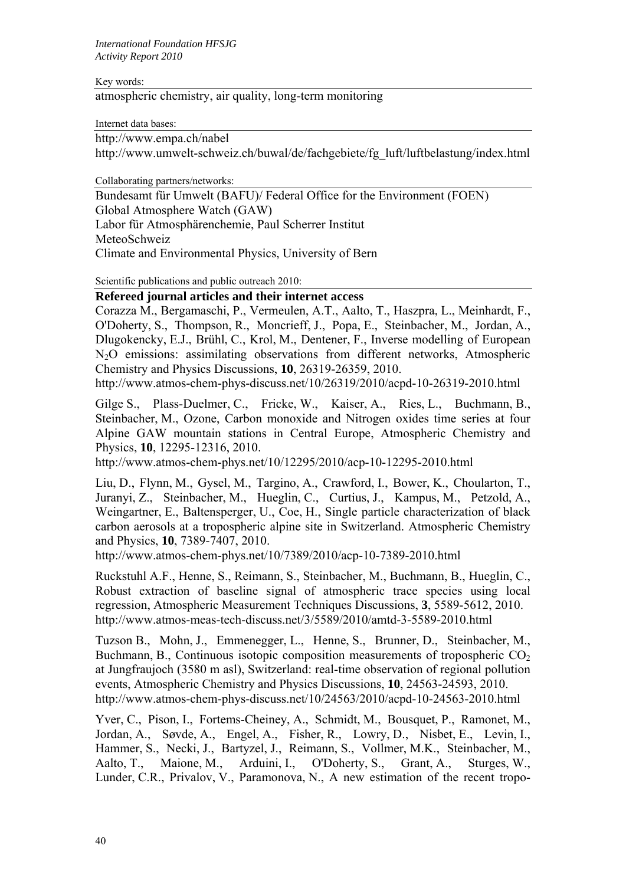Key words:

atmospheric chemistry, air quality, long-term monitoring

Internet data bases:

http://www.empa.ch/nabel
http://www.umwelt-schweiz.ch/buwal/de/fachgebiete/fg_luft/luftbelastung/index.html

Collaborating partners/networks:

Bundesamt für Umwelt (BAFU)/ Federal Office for the Environment (FOEN)
Global Atmosphere Watch (GAW)
Labor für Atmosphärenchemie, Paul Scherrer Institut
MeteoSchweiz
Climate and Environmental Physics, University of Bern

Scientific publications and public outreach 2010:

**Refereed journal articles and their internet access**

Corazza M., Bergamaschi, P., Vermeulen, A.T., Aalto, T., Haszpra, L., Meinhardt, F., O'Doherty, S., Thompson, R., Moncrieff, J., Popa, E., Steinbacher, M., Jordan, A., Dlugokencky, E.J., Brühl, C., Krol, M., Dentener, F., Inverse modelling of European $N_2O$ emissions: assimilating observations from different networks, Atmospheric Chemistry and Physics Discussions, **10**, 26319-26359, 2010.
http://www.atmos-chem-phys-discuss.net/10/26319/2010/acpd-10-26319-2010.html

Gilge S., Plass-Duelmer, C., Fricke, W., Kaiser, A., Ries, L., Buchmann, B., Steinbacher, M., Ozone, Carbon monoxide and Nitrogen oxides time series at four Alpine GAW mountain stations in Central Europe, Atmospheric Chemistry and Physics, **10**, 12295-12316, 2010.
http://www.atmos-chem-phys.net/10/12295/2010/acp-10-12295-2010.html

Liu, D., Flynn, M., Gysel, M., Targino, A., Crawford, I., Bower, K., Choularton, T., Juranyi, Z., Steinbacher, M., Hueglin, C., Curtius, J., Kampus, M., Petzold, A., Weingartner, E., Baltensperger, U., Coe, H., Single particle characterization of black carbon aerosols at a tropospheric alpine site in Switzerland. Atmospheric Chemistry and Physics, **10**, 7389-7407, 2010.
http://www.atmos-chem-phys.net/10/7389/2010/acp-10-7389-2010.html

Ruckstuhl A.F., Henne, S., Reimann, S., Steinbacher, M., Buchmann, B., Hueglin, C., Robust extraction of baseline signal of atmospheric trace species using local regression, Atmospheric Measurement Techniques Discussions, **3**, 5589-5612, 2010.
http://www.atmos-meas-tech-discuss.net/3/5589/2010/amtd-3-5589-2010.html

Tuzson B., Mohn, J., Emmenegger, L., Henne, S., Brunner, D., Steinbacher, M., Buchmann, B., Continuous isotopic composition measurements of tropospheric $CO_2$ at Jungfraujoch (3580 m asl), Switzerland: real-time observation of regional pollution events, Atmospheric Chemistry and Physics Discussions, **10**, 24563-24593, 2010.
http://www.atmos-chem-phys-discuss.net/10/24563/2010/acpd-10-24563-2010.html

Yver, C., Pison, I., Fortems-Cheiney, A., Schmidt, M., Bousquet, P., Ramonet, M., Jordan, A., Søvde, A., Engel, A., Fisher, R., Lowry, D., Nisbet, E., Levin, I., Hammer, S., Necki, J., Bartyzel, J., Reimann, S., Vollmer, M.K., Steinbacher, M., Aalto, T., Maione, M., Arduini, I., O'Doherty, S., Grant, A., Sturges, W., Lunder, C.R., Privalov, V., Paramonova, N., A new estimation of the recent tropo-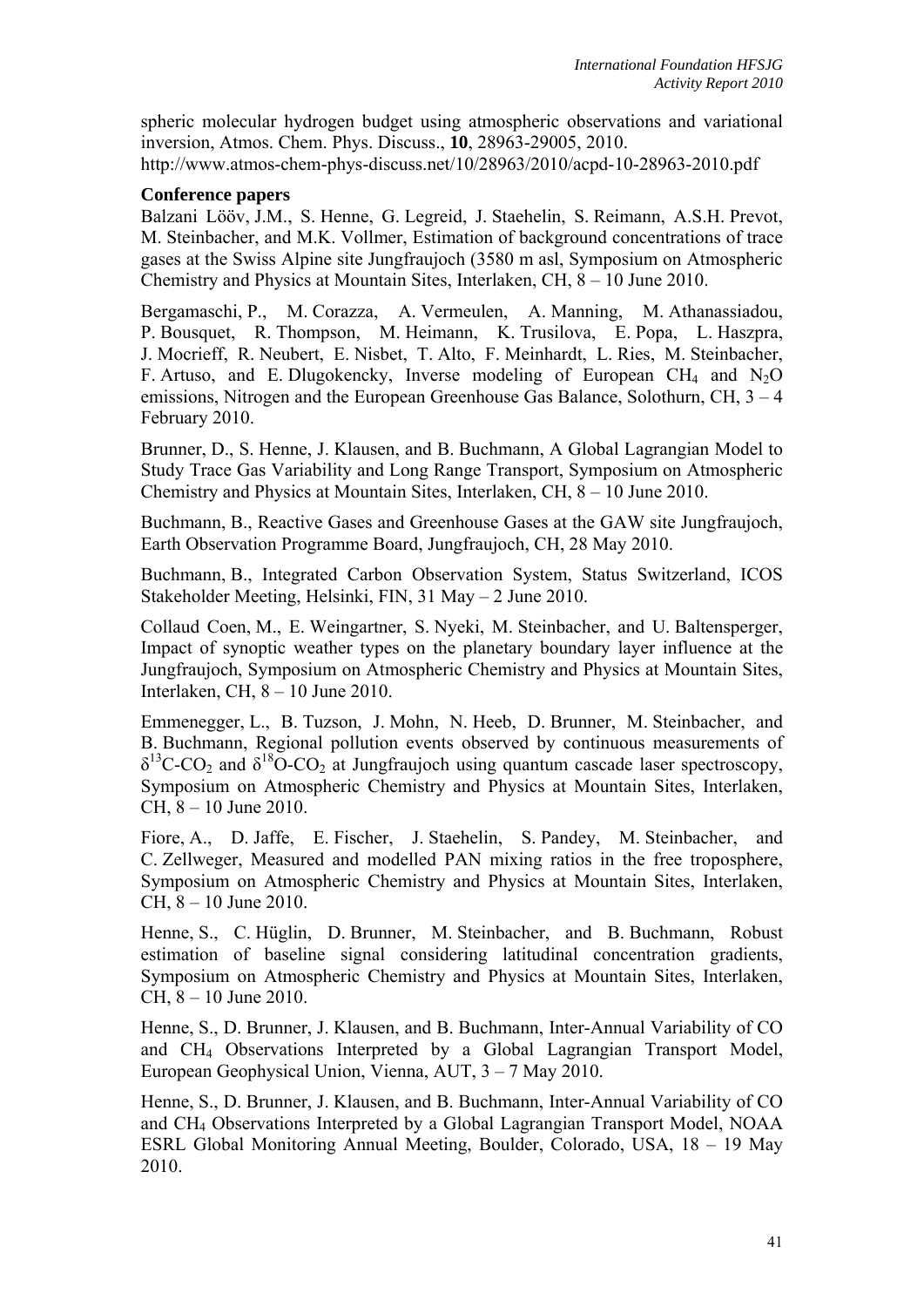spheric molecular hydrogen budget using atmospheric observations and variational inversion, Atmos. Chem. Phys. Discuss., **10**, 28963-29005, 2010.
http://www.atmos-chem-phys-discuss.net/10/28963/2010/acpd-10-28963-2010.pdf

**Conference papers**

Balzani Lööv, J.M., S. Henne, G. Legreid, J. Staehelin, S. Reimann, A.S.H. Prevot, M. Steinbacher, and M.K. Vollmer, Estimation of background concentrations of trace gases at the Swiss Alpine site Jungfraujoch (3580 m asl, Symposium on Atmospheric Chemistry and Physics at Mountain Sites, Interlaken, CH, 8 – 10 June 2010.

Bergamaschi, P., M. Corazza, A. Vermeulen, A. Manning, M. Athanassiadou, P. Bousquet, R. Thompson, M. Heimann, K. Trusilova, E. Popa, L. Haszpra, J. Mocrieff, R. Neubert, E. Nisbet, T. Alto, F. Meinhardt, L. Ries, M. Steinbacher, F. Artuso, and E. Dlugokencky, Inverse modeling of European $CH_4$ and $N_2O$ emissions, Nitrogen and the European Greenhouse Gas Balance, Solothurn, CH, 3 – 4 February 2010.

Brunner, D., S. Henne, J. Klausen, and B. Buchmann, A Global Lagrangian Model to Study Trace Gas Variability and Long Range Transport, Symposium on Atmospheric Chemistry and Physics at Mountain Sites, Interlaken, CH, 8 – 10 June 2010.

Buchmann, B., Reactive Gases and Greenhouse Gases at the GAW site Jungfraujoch, Earth Observation Programme Board, Jungfraujoch, CH, 28 May 2010.

Buchmann, B., Integrated Carbon Observation System, Status Switzerland, ICOS Stakeholder Meeting, Helsinki, FIN, 31 May – 2 June 2010.

Collaud Coen, M., E. Weingartner, S. Nyeki, M. Steinbacher, and U. Baltensperger, Impact of synoptic weather types on the planetary boundary layer influence at the Jungfraujoch, Symposium on Atmospheric Chemistry and Physics at Mountain Sites, Interlaken, CH, 8 – 10 June 2010.

Emmenegger, L., B. Tuzson, J. Mohn, N. Heeb, D. Brunner, M. Steinbacher, and B. Buchmann, Regional pollution events observed by continuous measurements of $\delta^{13}C\text{-}CO_2$ and $\delta^{18}O\text{-}CO_2$ at Jungfraujoch using quantum cascade laser spectroscopy, Symposium on Atmospheric Chemistry and Physics at Mountain Sites, Interlaken, CH, 8 – 10 June 2010.

Fiore, A., D. Jaffe, E. Fischer, J. Staehelin, S. Pandey, M. Steinbacher, and C. Zellweger, Measured and modelled PAN mixing ratios in the free troposphere, Symposium on Atmospheric Chemistry and Physics at Mountain Sites, Interlaken, CH, 8 – 10 June 2010.

Henne, S., C. Hüglin, D. Brunner, M. Steinbacher, and B. Buchmann, Robust estimation of baseline signal considering latitudinal concentration gradients, Symposium on Atmospheric Chemistry and Physics at Mountain Sites, Interlaken, CH, 8 – 10 June 2010.

Henne, S., D. Brunner, J. Klausen, and B. Buchmann, Inter-Annual Variability of CO and $CH_4$ Observations Interpreted by a Global Lagrangian Transport Model, European Geophysical Union, Vienna, AUT, 3 – 7 May 2010.

Henne, S., D. Brunner, J. Klausen, and B. Buchmann, Inter-Annual Variability of CO and $CH_4$ Observations Interpreted by a Global Lagrangian Transport Model, NOAA ESRL Global Monitoring Annual Meeting, Boulder, Colorado, USA, 18 – 19 May 2010.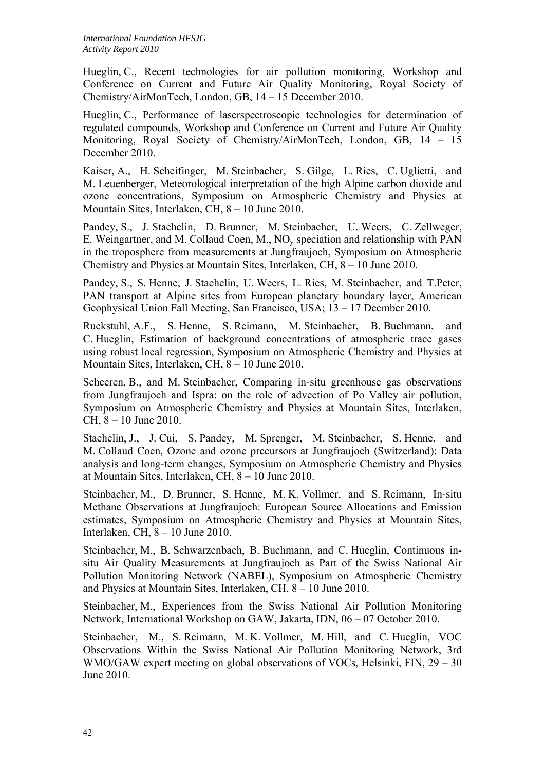Hueglin, C., Recent technologies for air pollution monitoring, Workshop and Conference on Current and Future Air Quality Monitoring, Royal Society of Chemistry/AirMonTech, London, GB, 14 – 15 December 2010.

Hueglin, C., Performance of laserspectroscopic technologies for determination of regulated compounds, Workshop and Conference on Current and Future Air Quality Monitoring, Royal Society of Chemistry/AirMonTech, London, GB, 14 – 15 December 2010.

Kaiser, A., H. Scheifinger, M. Steinbacher, S. Gilge, L. Ries, C. Uglietti, and M. Leuenberger, Meteorological interpretation of the high Alpine carbon dioxide and ozone concentrations, Symposium on Atmospheric Chemistry and Physics at Mountain Sites, Interlaken, CH, 8 – 10 June 2010.

Pandey, S., J. Staehelin, D. Brunner, M. Steinbacher, U. Weers, C. Zellweger, E. Weingartner, and M. Collaud Coen, M., $NO_y$ speciation and relationship with PAN in the troposphere from measurements at Jungfraujoch, Symposium on Atmospheric Chemistry and Physics at Mountain Sites, Interlaken, CH, 8 – 10 June 2010.

Pandey, S., S. Henne, J. Staehelin, U. Weers, L. Ries, M. Steinbacher, and T.Peter, PAN transport at Alpine sites from European planetary boundary layer, American Geophysical Union Fall Meeting, San Francisco, USA; 13 – 17 Decmber 2010.

Ruckstuhl, A.F., S. Henne, S. Reimann, M. Steinbacher, B. Buchmann, and C. Hueglin, Estimation of background concentrations of atmospheric trace gases using robust local regression, Symposium on Atmospheric Chemistry and Physics at Mountain Sites, Interlaken, CH, 8 – 10 June 2010.

Scheeren, B., and M. Steinbacher, Comparing in-situ greenhouse gas observations from Jungfraujoch and Ispra: on the role of advection of Po Valley air pollution, Symposium on Atmospheric Chemistry and Physics at Mountain Sites, Interlaken, CH, 8 – 10 June 2010.

Staehelin, J., J. Cui, S. Pandey, M. Sprenger, M. Steinbacher, S. Henne, and M. Collaud Coen, Ozone and ozone precursors at Jungfraujoch (Switzerland): Data analysis and long-term changes, Symposium on Atmospheric Chemistry and Physics at Mountain Sites, Interlaken, CH, 8 – 10 June 2010.

Steinbacher, M., D. Brunner, S. Henne, M. K. Vollmer, and S. Reimann, In-situ Methane Observations at Jungfraujoch: European Source Allocations and Emission estimates, Symposium on Atmospheric Chemistry and Physics at Mountain Sites, Interlaken, CH, 8 – 10 June 2010.

Steinbacher, M., B. Schwarzenbach, B. Buchmann, and C. Hueglin, Continuous in-situ Air Quality Measurements at Jungfraujoch as Part of the Swiss National Air Pollution Monitoring Network (NABEL), Symposium on Atmospheric Chemistry and Physics at Mountain Sites, Interlaken, CH, 8 – 10 June 2010.

Steinbacher, M., Experiences from the Swiss National Air Pollution Monitoring Network, International Workshop on GAW, Jakarta, IDN, 06 – 07 October 2010.

Steinbacher, M., S. Reimann, M. K. Vollmer, M. Hill, and C. Hueglin, VOC Observations Within the Swiss National Air Pollution Monitoring Network, 3rd WMO/GAW expert meeting on global observations of VOCs, Helsinki, FIN, 29 – 30 June 2010.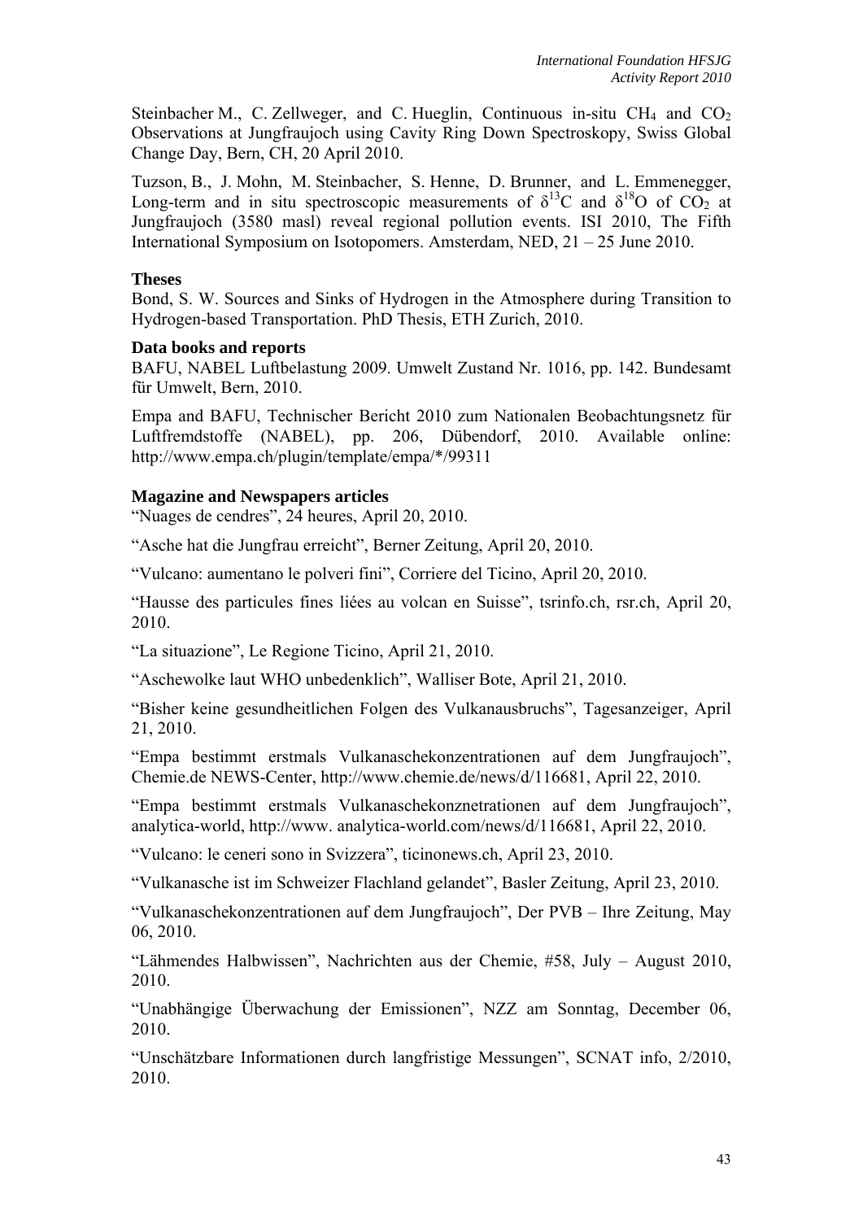Steinbacher M., C. Zellweger, and C. Hueglin, Continuous in-situ $CH_4$ and $CO_2$ Observations at Jungfraujoch using Cavity Ring Down Spectroskopy, Swiss Global Change Day, Bern, CH, 20 April 2010.

Tuzson, B., J. Mohn, M. Steinbacher, S. Henne, D. Brunner, and L. Emmenegger, Long-term and in situ spectroscopic measurements of $\delta^{13}C$ and $\delta^{18}O$ of $CO_2$ at Jungfraujoch (3580 masl) reveal regional pollution events. ISI 2010, The Fifth International Symposium on Isotopomers. Amsterdam, NED, 21 – 25 June 2010.

**Theses**

Bond, S. W. Sources and Sinks of Hydrogen in the Atmosphere during Transition to Hydrogen-based Transportation. PhD Thesis, ETH Zurich, 2010.

**Data books and reports**

BAFU, NABEL Luftbelastung 2009. Umwelt Zustand Nr. 1016, pp. 142. Bundesamt für Umwelt, Bern, 2010.

Empa and BAFU, Technischer Bericht 2010 zum Nationalen Beobachtungsnetz für Luftfremdstoffe (NABEL), pp. 206, Dübendorf, 2010. Available online: http://www.empa.ch/plugin/template/empa/*/99311

**Magazine and Newspapers articles**

"Nuages de cendres", 24 heures, April 20, 2010.

"Asche hat die Jungfrau erreicht", Berner Zeitung, April 20, 2010.

"Vulcano: aumentano le polveri fini", Corriere del Ticino, April 20, 2010.

"Hausse des particules fines liées au volcan en Suisse", tsrinfo.ch, rsr.ch, April 20, 2010.

"La situazione", Le Regione Ticino, April 21, 2010.

"Aschewolke laut WHO unbedenklich", Walliser Bote, April 21, 2010.

"Bisher keine gesundheitlichen Folgen des Vulkanausbruchs", Tagesanzeiger, April 21, 2010.

"Empa bestimmt erstmals Vulkanaschekonzentrationen auf dem Jungfraujoch", Chemie.de NEWS-Center, http://www.chemie.de/news/d/116681, April 22, 2010.

"Empa bestimmt erstmals Vulkanaschekonznetrationen auf dem Jungfraujoch", analytica-world, http://www. analytica-world.com/news/d/116681, April 22, 2010.

"Vulcano: le ceneri sono in Svizzera", ticinonews.ch, April 23, 2010.

"Vulkanasche ist im Schweizer Flachland gelandet", Basler Zeitung, April 23, 2010.

"Vulkanaschekonzentrationen auf dem Jungfraujoch", Der PVB – Ihre Zeitung, May 06, 2010.

"Lähmendes Halbwissen", Nachrichten aus der Chemie, #58, July – August 2010, 2010.

"Unabhängige Überwachung der Emissionen", NZZ am Sonntag, December 06, 2010.

"Unschätzbare Informationen durch langfristige Messungen", SCNAT info, 2/2010, 2010.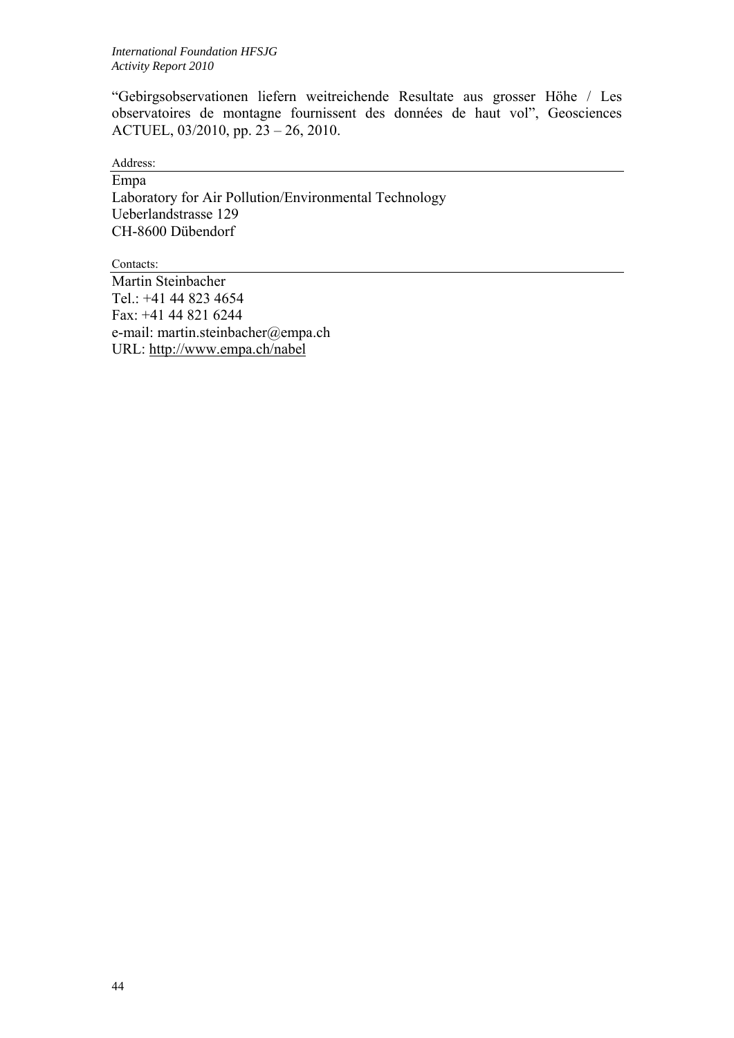"Gebirgsobservationen liefern weitreichende Resultate aus grosser Höhe / Les observatoires de montagne fournissent des données de haut vol", Geosciences ACTUEL, 03/2010, pp. 23 – 26, 2010.

Address:

Empa
Laboratory for Air Pollution/Environmental Technology
Ueberlandstrasse 129
CH-8600 Dübendorf

Contacts:

Martin Steinbacher
Tel.: +41 44 823 4654
Fax: +41 44 821 6244
e-mail: martin.steinbacher@empa.ch
URL: http://www.empa.ch/nabel